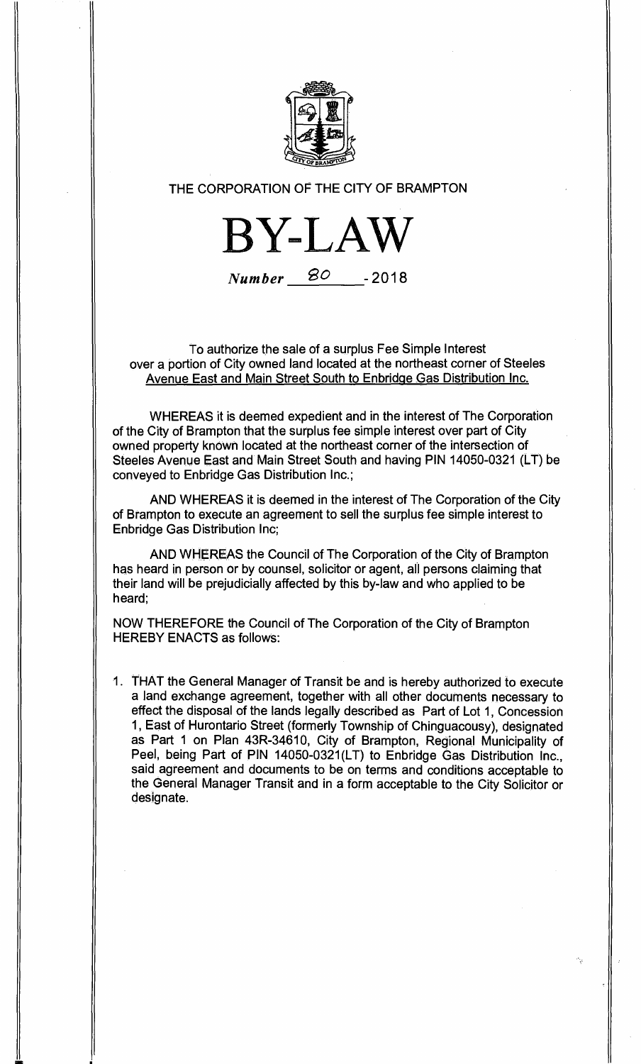THE CORPORATION OF THE CITY OF BRAMPTON

# BY-LAW

*Number* 80 - 2018

To authorize the sale of a surplus Fee Simple Interest over a portion of City owned land located at the northeast corner of Steeles Avenue East and Main Street South to Enbridge Gas Distribution Inc.

WHEREAS it is deemed expedient and in the interest of The Corporation of the City of Brampton that the surplus fee simple interest over part of City owned property known located at the northeast corner of the intersection of Steeles Avenue East and Main Street South and having PIN 14050-0321 (LT) be conveyed to Enbridge Gas Distribution Inc.;

AND WHEREAS it is deemed in the interest of The Corporation of the City of Brampton to execute an agreement to sell the surplus fee simple interest to Enbridge Gas Distribution Inc;

AND WHEREAS the Council of The Corporation of the City of Brampton has heard in person or by counsel, solicitor or agent, all persons claiming that their land will be prejudicially affected by this by-law and who applied to be heard;

NOW THEREFORE the Council of The Corporation of the City of Brampton HEREBY ENACTS as follows:

1. THAT the General Manager of Transit be and is hereby authorized to execute a land exchange agreement, together with all other documents necessary to effect the disposal of the lands legally described as Part of Lot 1, Concession 1, East of Hurontario Street (formerly Township of Chinguacousy), designated as Part 1 on Plan 43R-34610, City of Brampton, Regional Municipality of Peel, being Part of PIN 14050-0321(LT) to Enbridge Gas Distribution Inc., said agreement and documents to be on terms and conditions acceptable to the General Manager Transit and in a form acceptable to the City Solicitor or designate.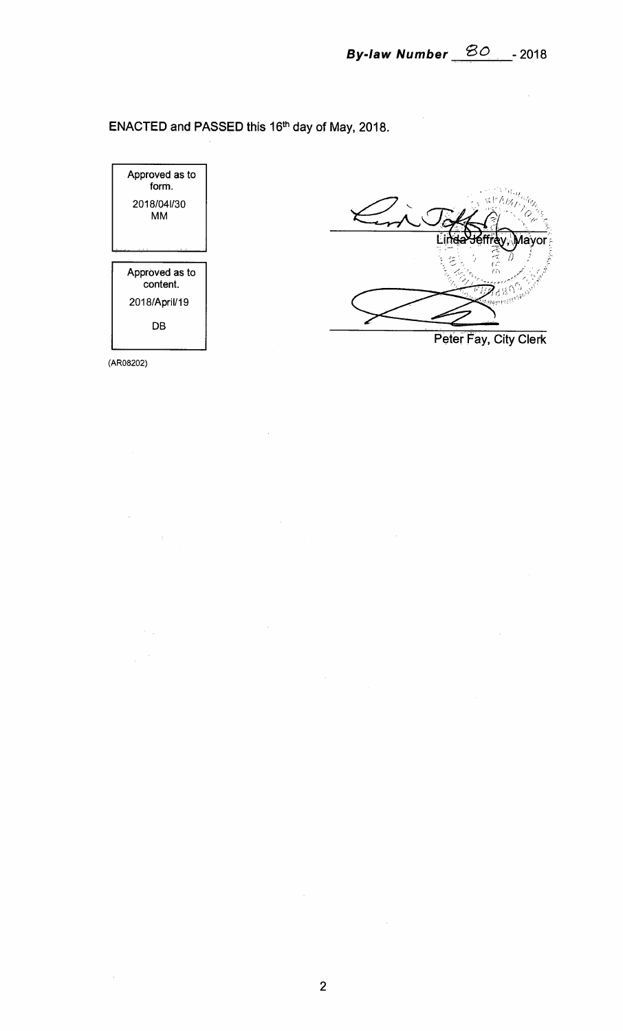**By-law Number 80 - 2018**

ENACTED and PASSED this 16th day of May, 2018.

| |
|---|
| Approved as to form. |
| 2018/04/30 |
| MM |

| |
|---|
| Approved as to content. |
| 2018/April/19 |
| DB |

Linda Jeffrey, Mayor

Peter Fay, City Clerk

(AR08202)